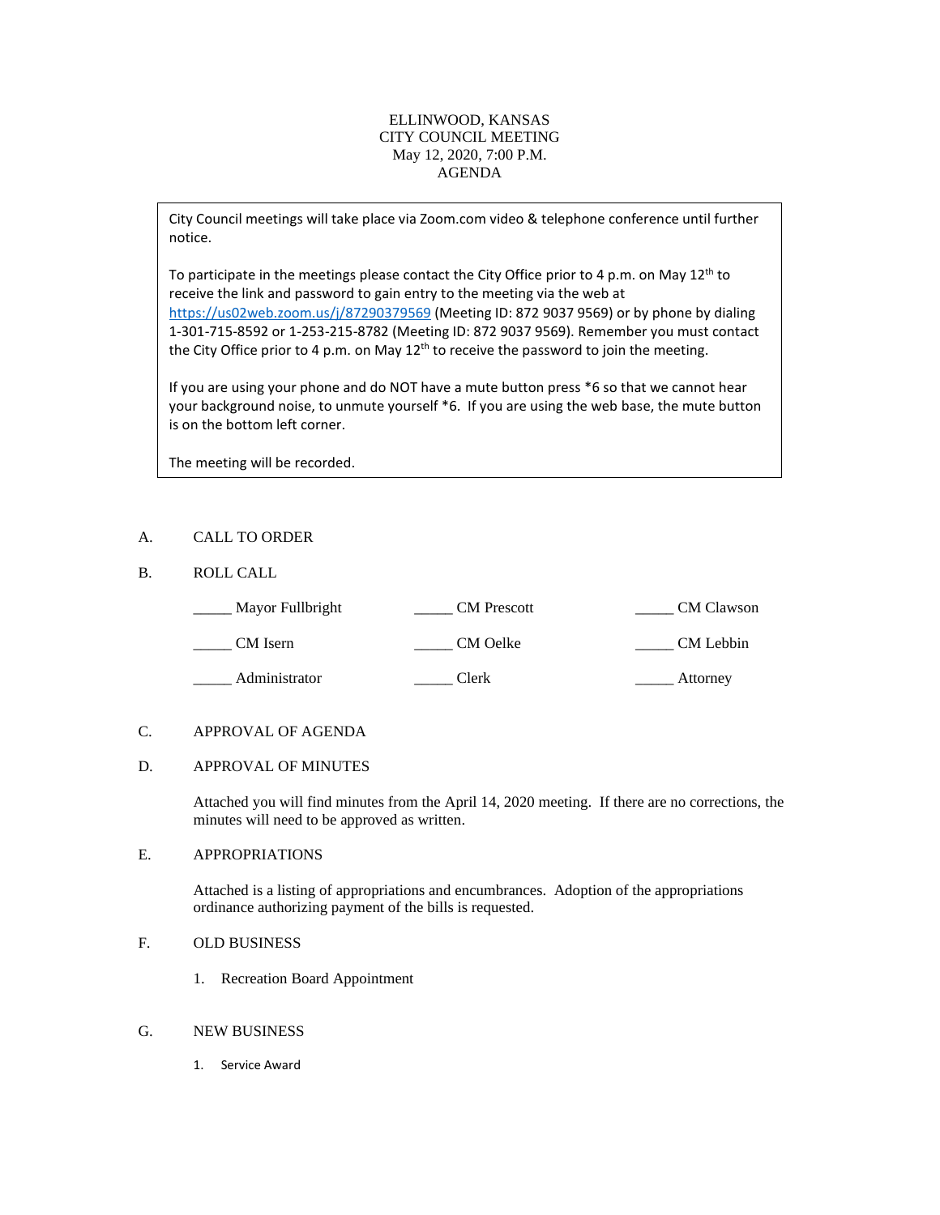# ELLINWOOD, KANSAS
## CITY COUNCIL MEETING
### May 12, 2020, 7:00 P.M.
### AGENDA

> City Council meetings will take place via Zoom.com video & telephone conference until further notice.
>
> To participate in the meetings please contact the City Office prior to 4 p.m. on May 12th to receive the link and password to gain entry to the meeting via the web at https://us02web.zoom.us/j/87290379569 (Meeting ID: 872 9037 9569) or by phone by dialing 1-301-715-8592 or 1-253-215-8782 (Meeting ID: 872 9037 9569). Remember you must contact the City Office prior to 4 p.m. on May 12th to receive the password to join the meeting.
>
> If you are using your phone and do NOT have a mute button press *6 so that we cannot hear your background noise, to unmute yourself *6. If you are using the web base, the mute button is on the bottom left corner.
>
> The meeting will be recorded.

A. CALL TO ORDER

B. ROLL CALL

| | | |
|---|---|---|
| _____ Mayor Fullbright | _____ CM Prescott | _____ CM Clawson |
| _____ CM Isern | _____ CM Oelke | _____ CM Lebbin |
| _____ Administrator | _____ Clerk | _____ Attorney |

C. APPROVAL OF AGENDA

D. APPROVAL OF MINUTES

Attached you will find minutes from the April 14, 2020 meeting. If there are no corrections, the minutes will need to be approved as written.

E. APPROPRIATIONS

Attached is a listing of appropriations and encumbrances. Adoption of the appropriations ordinance authorizing payment of the bills is requested.

F. OLD BUSINESS

1. Recreation Board Appointment

G. NEW BUSINESS

1. Service Award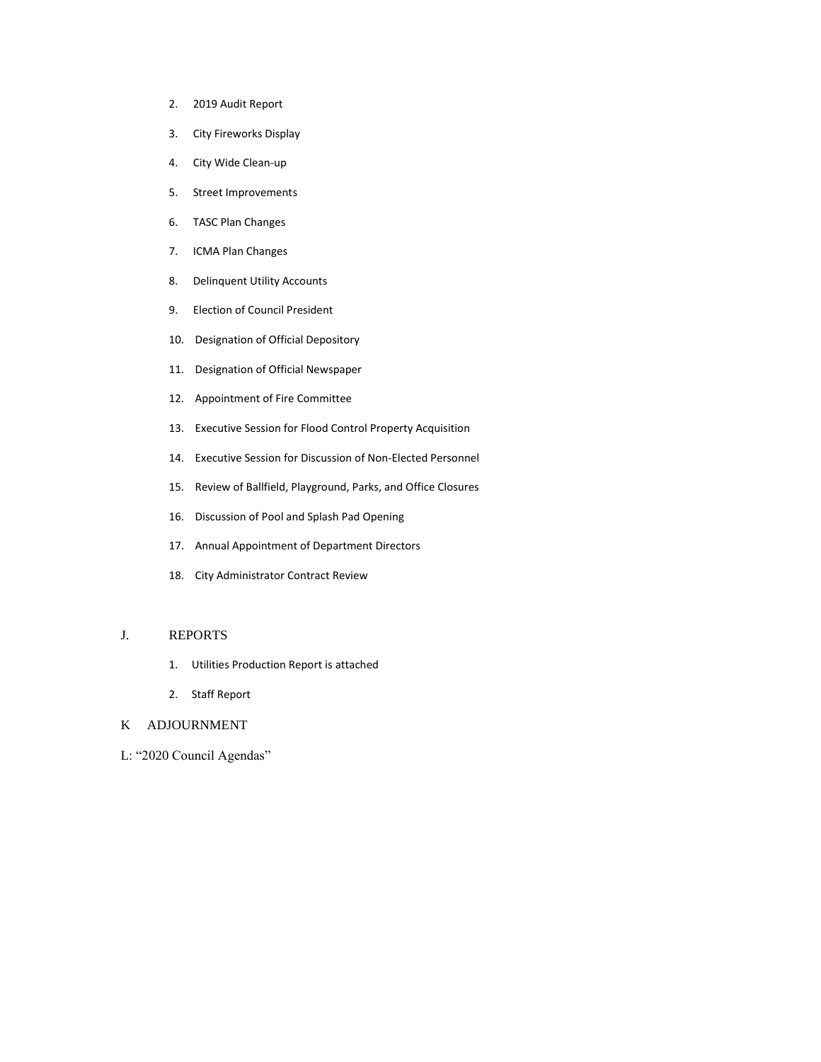2. 2019 Audit Report
3. City Fireworks Display
4. City Wide Clean-up
5. Street Improvements
6. TASC Plan Changes
7. ICMA Plan Changes
8. Delinquent Utility Accounts
9. Election of Council President
10. Designation of Official Depository
11. Designation of Official Newspaper
12. Appointment of Fire Committee
13. Executive Session for Flood Control Property Acquisition
14. Executive Session for Discussion of Non-Elected Personnel
15. Review of Ballfield, Playground, Parks, and Office Closures
16. Discussion of Pool and Splash Pad Opening
17. Annual Appointment of Department Directors
18. City Administrator Contract Review

J. REPORTS

1. Utilities Production Report is attached
2. Staff Report

K ADJOURNMENT

L: “2020 Council Agendas”